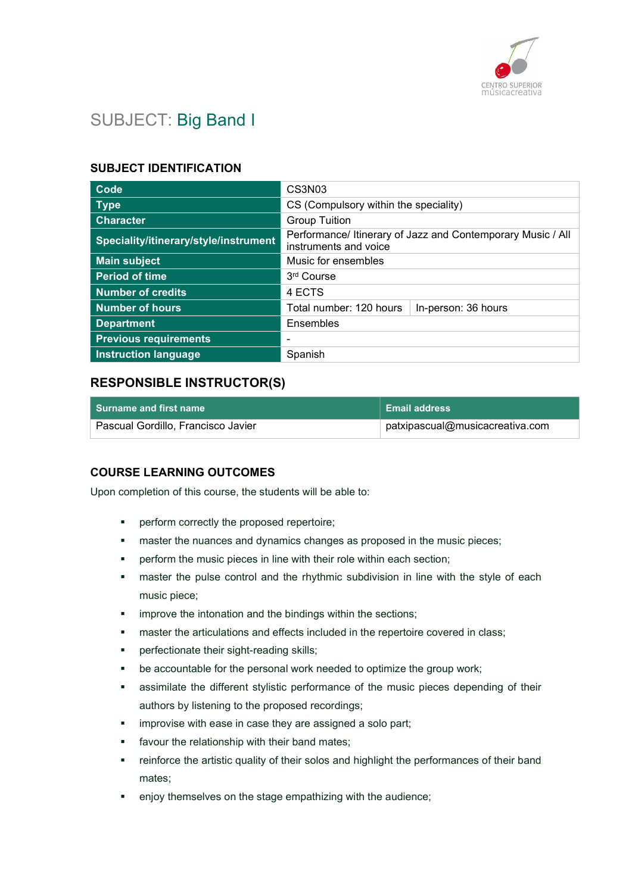# SUBJECT: Big Band I

## SUBJECT IDENTIFICATION

| | | |
|---|---|---|
| **Code** | CS3N03 | |
| **Type** | CS (Compulsory within the speciality) | |
| **Character** | Group Tuition | |
| **Speciality/itinerary/style/instrument** | Performance/ Itinerary of Jazz and Contemporary Music / All instruments and voice | |
| **Main subject** | Music for ensembles | |
| **Period of time** | 3rd Course | |
| **Number of credits** | 4 ECTS | |
| **Number of hours** | Total number: 120 hours | In-person: 36 hours |
| **Department** | Ensembles | |
| **Previous requirements** | - | |
| **Instruction language** | Spanish | |

## RESPONSIBLE INSTRUCTOR(S)

| Surname and first name | Email address |
|---|---|
| Pascual Gordillo, Francisco Javier | patxipascual@musicacreativa.com |

## COURSE LEARNING OUTCOMES

Upon completion of this course, the students will be able to:

- perform correctly the proposed repertoire;
- master the nuances and dynamics changes as proposed in the music pieces;
- perform the music pieces in line with their role within each section;
- master the pulse control and the rhythmic subdivision in line with the style of each music piece;
- improve the intonation and the bindings within the sections;
- master the articulations and effects included in the repertoire covered in class;
- perfectionate their sight-reading skills;
- be accountable for the personal work needed to optimize the group work;
- assimilate the different stylistic performance of the music pieces depending of their authors by listening to the proposed recordings;
- improvise with ease in case they are assigned a solo part;
- favour the relationship with their band mates;
- reinforce the artistic quality of their solos and highlight the performances of their band mates;
- enjoy themselves on the stage empathizing with the audience;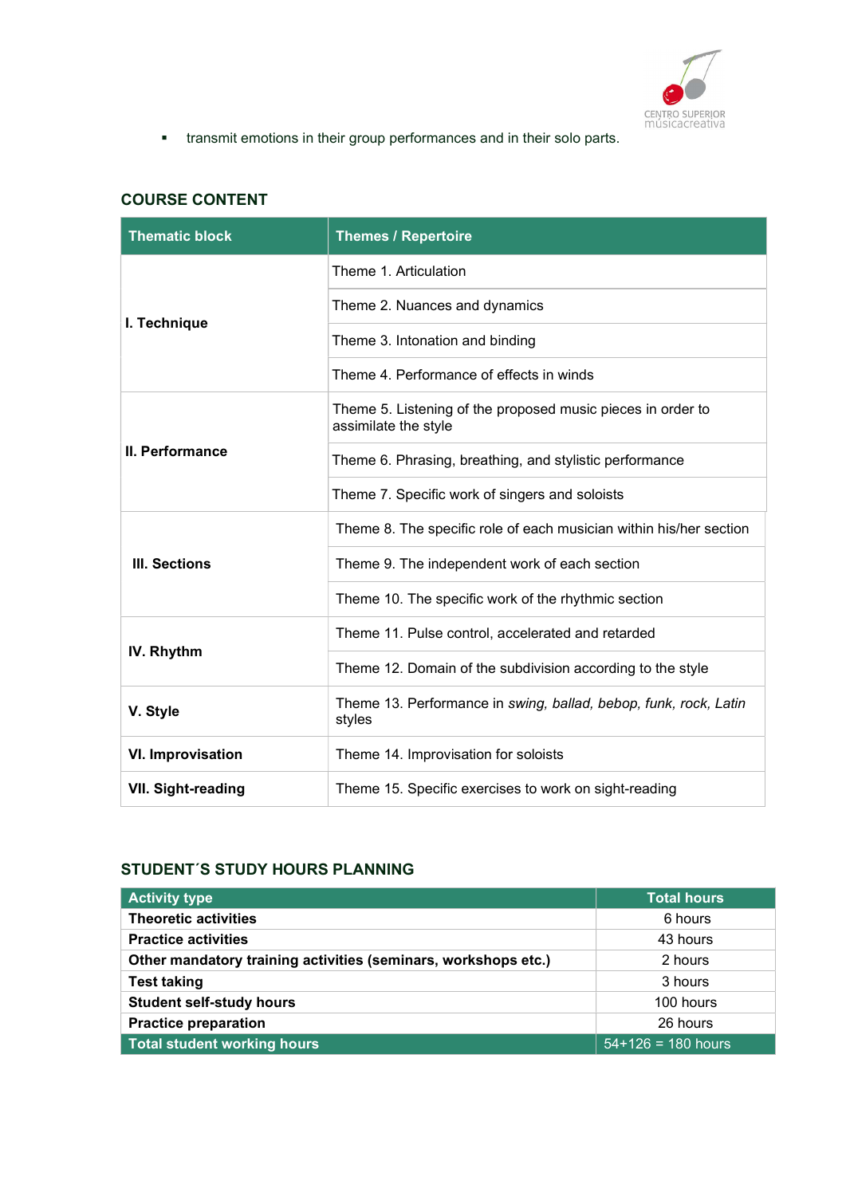- transmit emotions in their group performances and in their solo parts.

## COURSE CONTENT

| Thematic block | Themes / Repertoire |
|---|---|
| **I. Technique** | Theme 1. Articulation |
| | Theme 2. Nuances and dynamics |
| | Theme 3. Intonation and binding |
| | Theme 4. Performance of effects in winds |
| **II. Performance** | Theme 5. Listening of the proposed music pieces in order to assimilate the style |
| | Theme 6. Phrasing, breathing, and stylistic performance |
| | Theme 7. Specific work of singers and soloists |
| **III. Sections** | Theme 8. The specific role of each musician within his/her section |
| | Theme 9. The independent work of each section |
| | Theme 10. The specific work of the rhythmic section |
| **IV. Rhythm** | Theme 11. Pulse control, accelerated and retarded |
| | Theme 12. Domain of the subdivision according to the style |
| **V. Style** | Theme 13. Performance in *swing, ballad, bebop, funk, rock, Latin* styles |
| **VI. Improvisation** | Theme 14. Improvisation for soloists |
| **VII. Sight-reading** | Theme 15. Specific exercises to work on sight-reading |

## STUDENT´S STUDY HOURS PLANNING

| Activity type | Total hours |
|---|---|
| **Theoretic activities** | 6 hours |
| **Practice activities** | 43 hours |
| **Other mandatory training activities (seminars, workshops etc.)** | 2 hours |
| **Test taking** | 3 hours |
| **Student self-study hours** | 100 hours |
| **Practice preparation** | 26 hours |
| **Total student working hours** | 54+126 = 180 hours |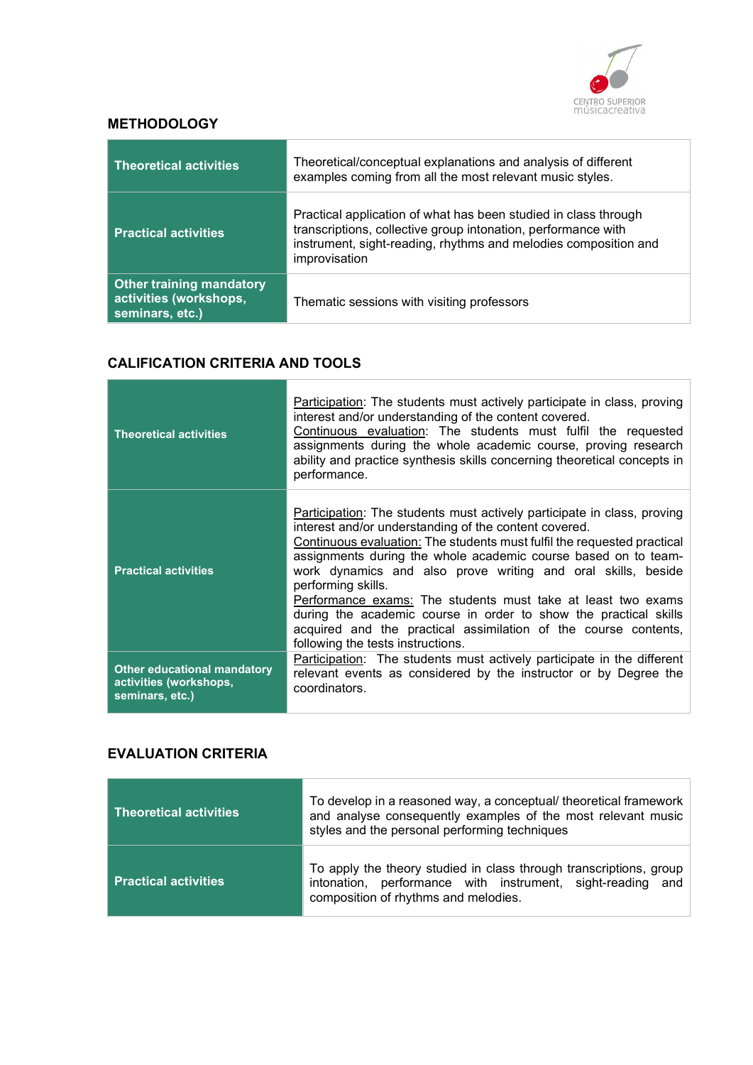## METHODOLOGY

| | |
|---|---|
| **Theoretical activities** | Theoretical/conceptual explanations and analysis of different examples coming from all the most relevant music styles. |
| **Practical activities** | Practical application of what has been studied in class through transcriptions, collective group intonation, performance with instrument, sight-reading, rhythms and melodies composition and improvisation |
| **Other training mandatory activities (workshops, seminars, etc.)** | Thematic sessions with visiting professors |

## CALIFICATION CRITERIA AND TOOLS

| | |
|---|---|
| **Theoretical activities** | Participation: The students must actively participate in class, proving interest and/or understanding of the content covered. Continuous evaluation: The students must fulfil the requested assignments during the whole academic course, proving research ability and practice synthesis skills concerning theoretical concepts in performance. |
| **Practical activities** | Participation: The students must actively participate in class, proving interest and/or understanding of the content covered. Continuous evaluation: The students must fulfil the requested practical assignments during the whole academic course based on to team-work dynamics and also prove writing and oral skills, beside performing skills. Performance exams: The students must take at least two exams during the academic course in order to show the practical skills acquired and the practical assimilation of the course contents, following the tests instructions. |
| **Other educational mandatory activities (workshops, seminars, etc.)** | Participation: The students must actively participate in the different relevant events as considered by the instructor or by Degree the coordinators. |

## EVALUATION CRITERIA

| | |
|---|---|
| **Theoretical activities** | To develop in a reasoned way, a conceptual/ theoretical framework and analyse consequently examples of the most relevant music styles and the personal performing techniques |
| **Practical activities** | To apply the theory studied in class through transcriptions, group intonation, performance with instrument, sight-reading and composition of rhythms and melodies. |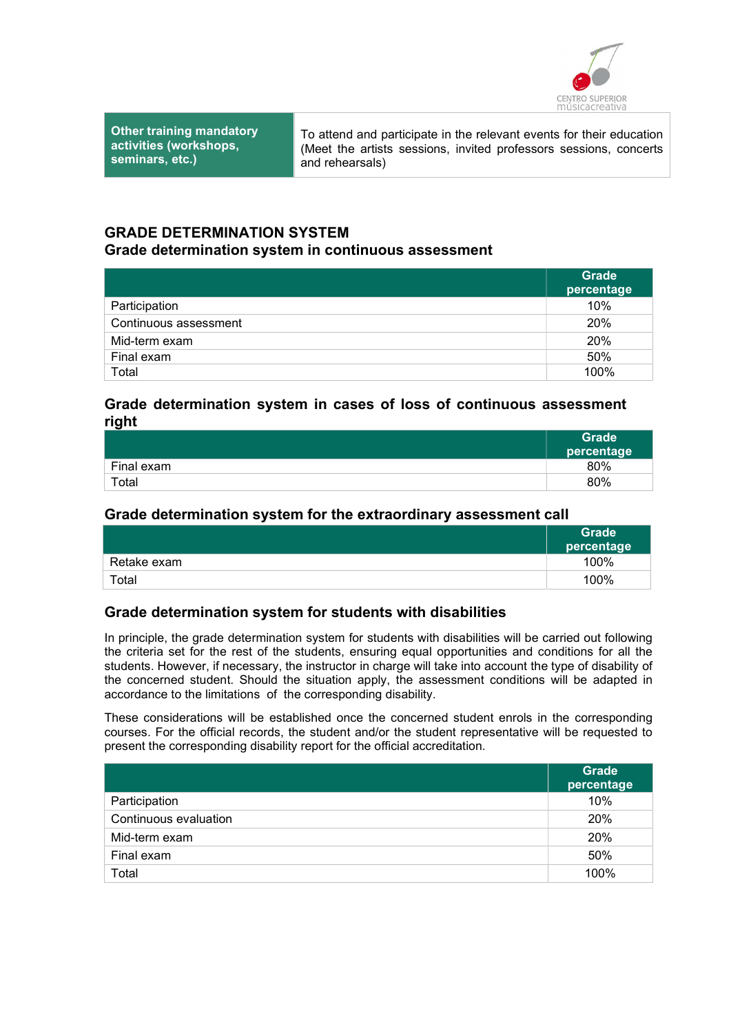| Other training mandatory activities (workshops, seminars, etc.) | To attend and participate in the relevant events for their education (Meet the artists sessions, invited professors sessions, concerts and rehearsals) |
|---|---|

## GRADE DETERMINATION SYSTEM

### Grade determination system in continuous assessment

| | Grade percentage |
|---|---|
| Participation | 10% |
| Continuous assessment | 20% |
| Mid-term exam | 20% |
| Final exam | 50% |
| Total | 100% |

### Grade determination system in cases of loss of continuous assessment right

| | Grade percentage |
|---|---|
| Final exam | 80% |
| Total | 80% |

### Grade determination system for the extraordinary assessment call

| | Grade percentage |
|---|---|
| Retake exam | 100% |
| Total | 100% |

### Grade determination system for students with disabilities

In principle, the grade determination system for students with disabilities will be carried out following the criteria set for the rest of the students, ensuring equal opportunities and conditions for all the students. However, if necessary, the instructor in charge will take into account the type of disability of the concerned student. Should the situation apply, the assessment conditions will be adapted in accordance to the limitations of the corresponding disability.

These considerations will be established once the concerned student enrols in the corresponding courses. For the official records, the student and/or the student representative will be requested to present the corresponding disability report for the official accreditation.

| | Grade percentage |
|---|---|
| Participation | 10% |
| Continuous evaluation | 20% |
| Mid-term exam | 20% |
| Final exam | 50% |
| Total | 100% |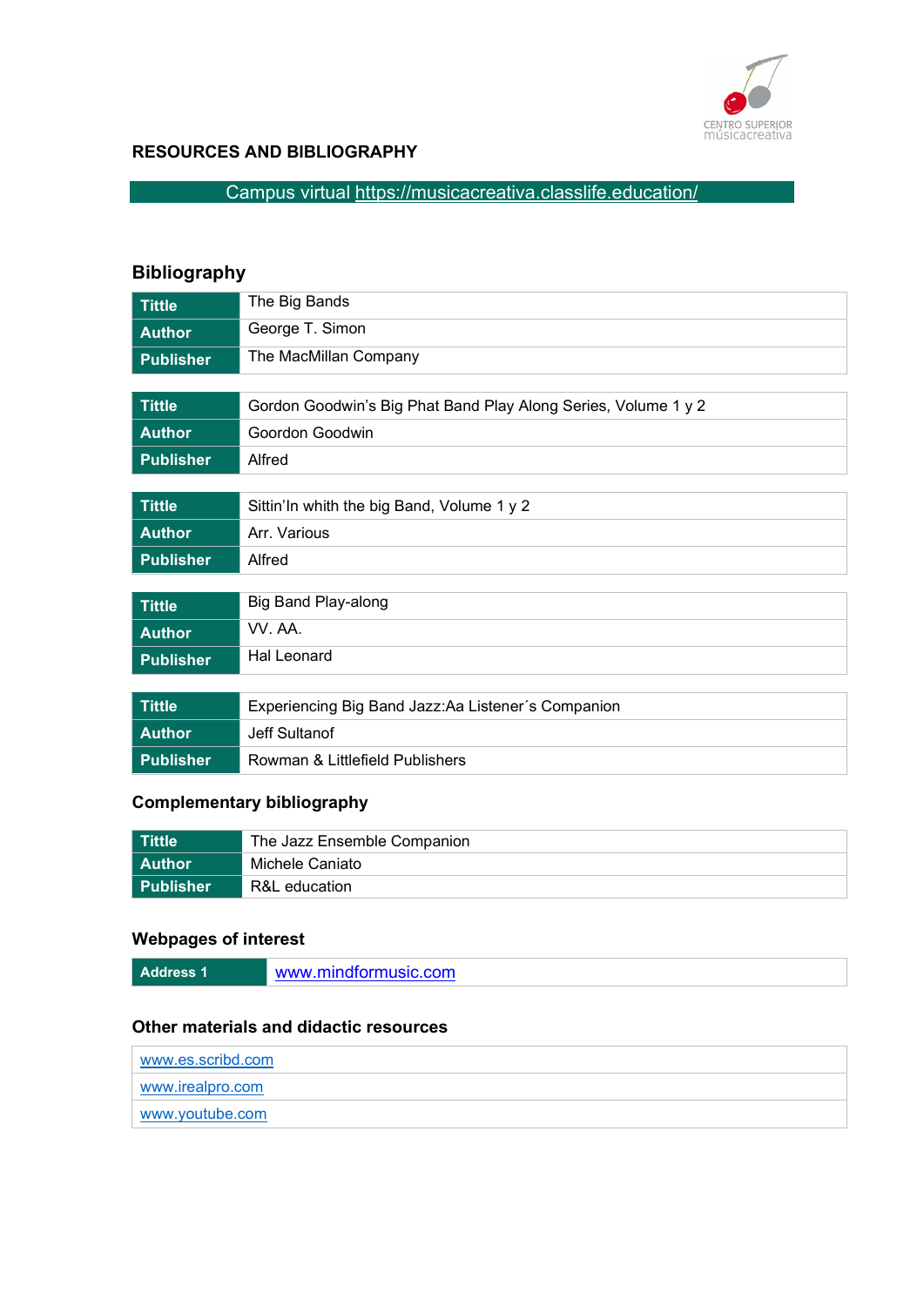## RESOURCES AND BIBLIOGRAPHY

Campus virtual https://musicacreativa.classlife.education/

### Bibliography

| | |
|---|---|
| **Tittle** | The Big Bands |
| **Author** | George T. Simon |
| **Publisher** | The MacMillan Company |

| | |
|---|---|
| **Tittle** | Gordon Goodwin's Big Phat Band Play Along Series, Volume 1 y 2 |
| **Author** | Goordon Goodwin |
| **Publisher** | Alfred |

| | |
|---|---|
| **Tittle** | Sittin'In whith the big Band, Volume 1 y 2 |
| **Author** | Arr. Various |
| **Publisher** | Alfred |

| | |
|---|---|
| **Tittle** | Big Band Play-along |
| **Author** | VV. AA. |
| **Publisher** | Hal Leonard |

| | |
|---|---|
| **Tittle** | Experiencing Big Band Jazz:Aa Listener´s Companion |
| **Author** | Jeff Sultanof |
| **Publisher** | Rowman & Littlefield Publishers |

### Complementary bibliography

| | |
|---|---|
| **Tittle** | The Jazz Ensemble Companion |
| **Author** | Michele Caniato |
| **Publisher** | R&L education |

### Webpages of interest

| | |
|---|---|
| **Address 1** | www.mindformusic.com |

### Other materials and didactic resources

| |
|---|
| www.es.scribd.com |
| www.irealpro.com |
| www.youtube.com |